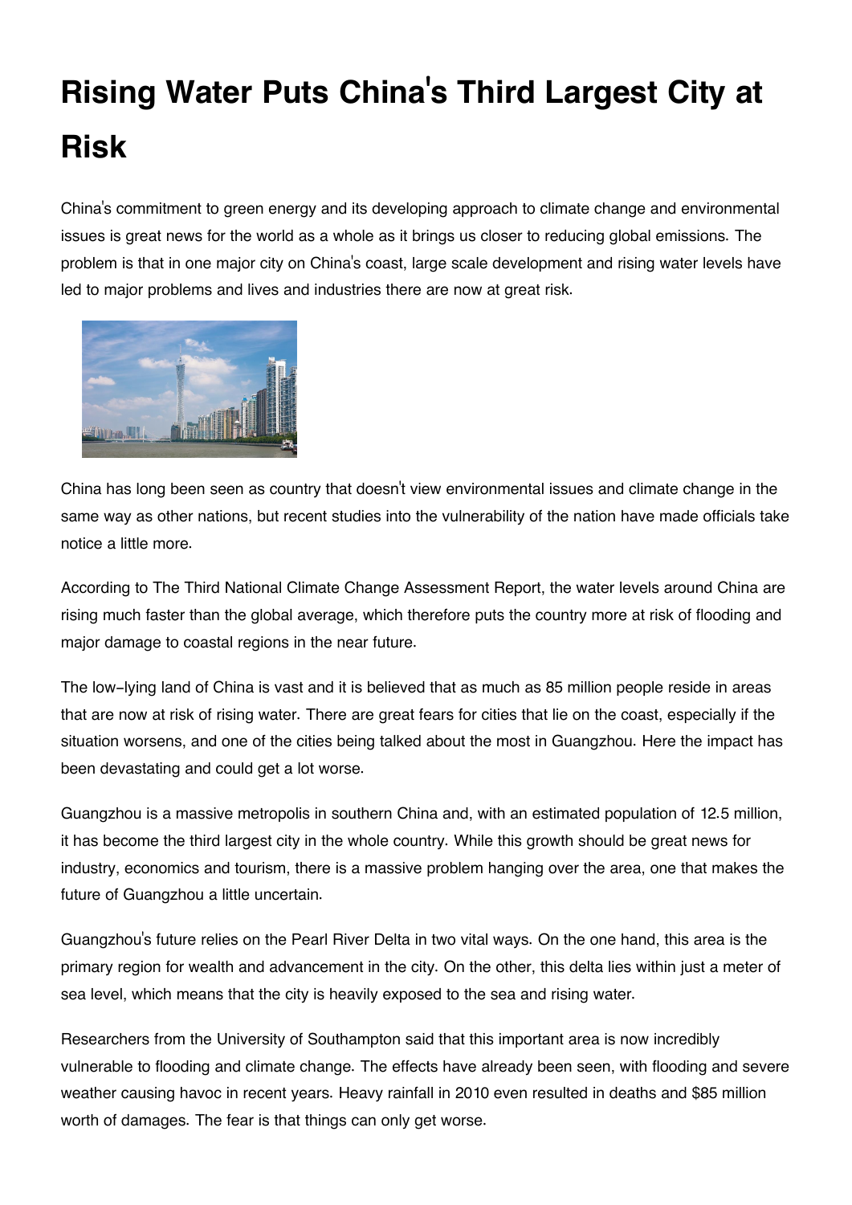# Rising Water Puts China's Third Largest City at Risk

China's commitment to green energy and its developing approach to climate change and environmental issues is great news for the world as a whole as it brings us closer to reducing global emissions. The problem is that in one major city on China's coast, large scale development and rising water levels have led to major problems and lives and industries there are now at great risk.

China has long been seen as country that doesn't view environmental issues and climate change in the same way as other nations, but recent studies into the vulnerability of the nation have made officials take notice a little more.

According to The Third National Climate Change Assessment Report, the water levels around China are rising much faster than the global average, which therefore puts the country more at risk of flooding and major damage to coastal regions in the near future.

The low-lying land of China is vast and it is believed that as much as 85 million people reside in areas that are now at risk of rising water. There are great fears for cities that lie on the coast, especially if the situation worsens, and one of the cities being talked about the most in Guangzhou. Here the impact has been devastating and could get a lot worse.

Guangzhou is a massive metropolis in southern China and, with an estimated population of 12.5 million, it has become the third largest city in the whole country. While this growth should be great news for industry, economics and tourism, there is a massive problem hanging over the area, one that makes the future of Guangzhou a little uncertain.

Guangzhou's future relies on the Pearl River Delta in two vital ways. On the one hand, this area is the primary region for wealth and advancement in the city. On the other, this delta lies within just a meter of sea level, which means that the city is heavily exposed to the sea and rising water.

Researchers from the University of Southampton said that this important area is now incredibly vulnerable to flooding and climate change. The effects have already been seen, with flooding and severe weather causing havoc in recent years. Heavy rainfall in 2010 even resulted in deaths and $85 million worth of damages. The fear is that things can only get worse.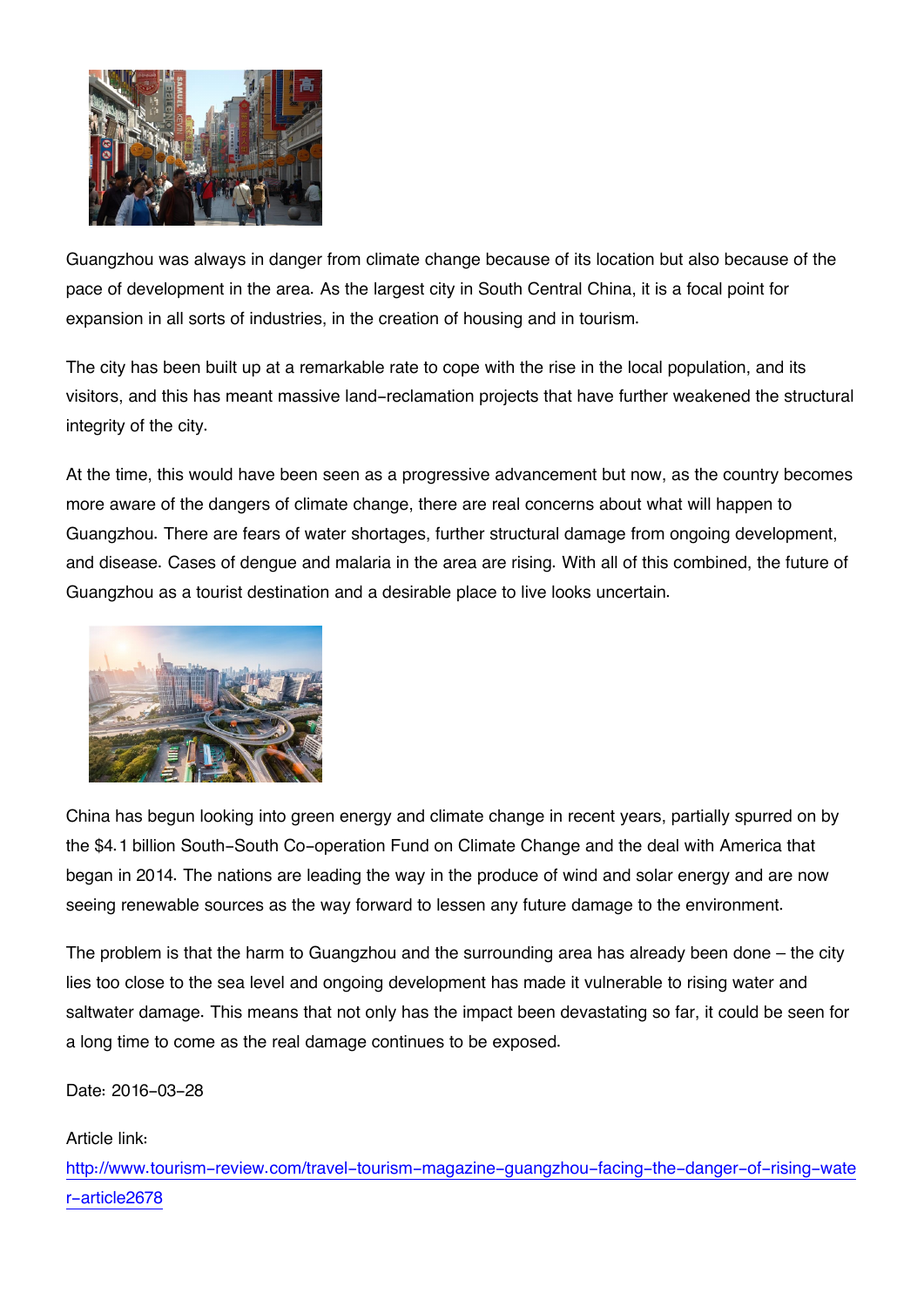Guangzhou was always in danger from climate change because of its location but also because of the pace of development in the area. As the largest city in South Central China, it is a focal point for expansion in all sorts of industries, in the creation of housing and in tourism.

The city has been built up at a remarkable rate to cope with the rise in the local population, and its visitors, and this has meant massive land-reclamation projects that have further weakened the structural integrity of the city.

At the time, this would have been seen as a progressive advancement but now, as the country becomes more aware of the dangers of climate change, there are real concerns about what will happen to Guangzhou. There are fears of water shortages, further structural damage from ongoing development, and disease. Cases of dengue and malaria in the area are rising. With all of this combined, the future of Guangzhou as a tourist destination and a desirable place to live looks uncertain.

China has begun looking into green energy and climate change in recent years, partially spurred on by the $4.1 billion South-South Co-operation Fund on Climate Change and the deal with America that began in 2014. The nations are leading the way in the produce of wind and solar energy and are now seeing renewable sources as the way forward to lessen any future damage to the environment.

The problem is that the harm to Guangzhou and the surrounding area has already been done – the city lies too close to the sea level and ongoing development has made it vulnerable to rising water and saltwater damage. This means that not only has the impact been devastating so far, it could be seen for a long time to come as the real damage continues to be exposed.

Date: 2016-03-28

Article link:
http://www.tourism-review.com/travel-tourism-magazine-guangzhou-facing-the-danger-of-rising-water-article2678